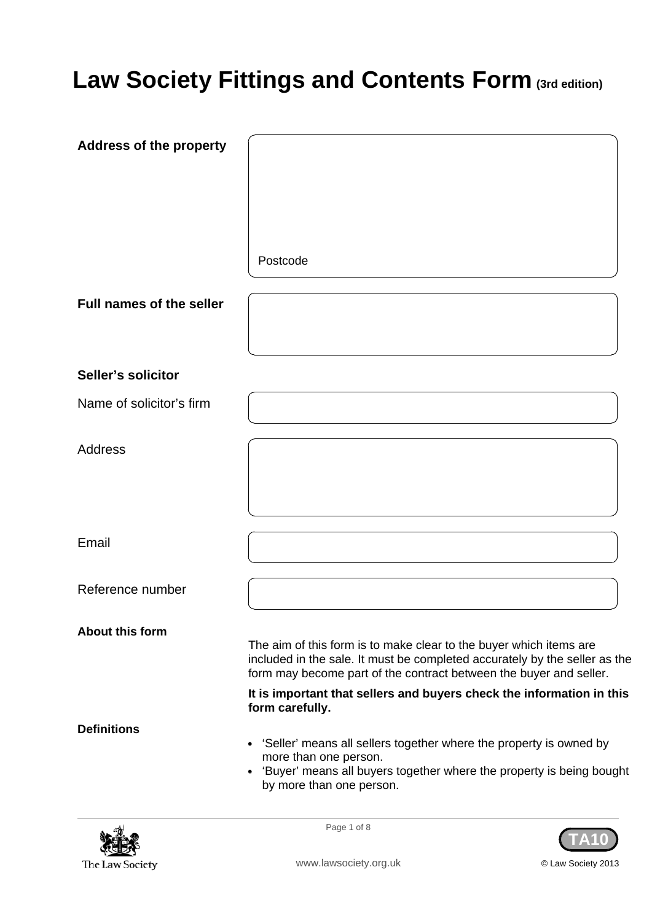# Law Society Fittings and Contents Form (3rd edition)

**Address of the property**

Postcode

**Full names of the seller**

**Seller's solicitor**

Name of solicitor's firm

Address

Email

Reference number

**About this form**

The aim of this form is to make clear to the buyer which items are included in the sale. It must be completed accurately by the seller as the form may become part of the contract between the buyer and seller.

**It is important that sellers and buyers check the information in this form carefully.**

**Definitions**

- 'Seller' means all sellers together where the property is owned by more than one person.
- 'Buyer' means all buyers together where the property is being bought by more than one person.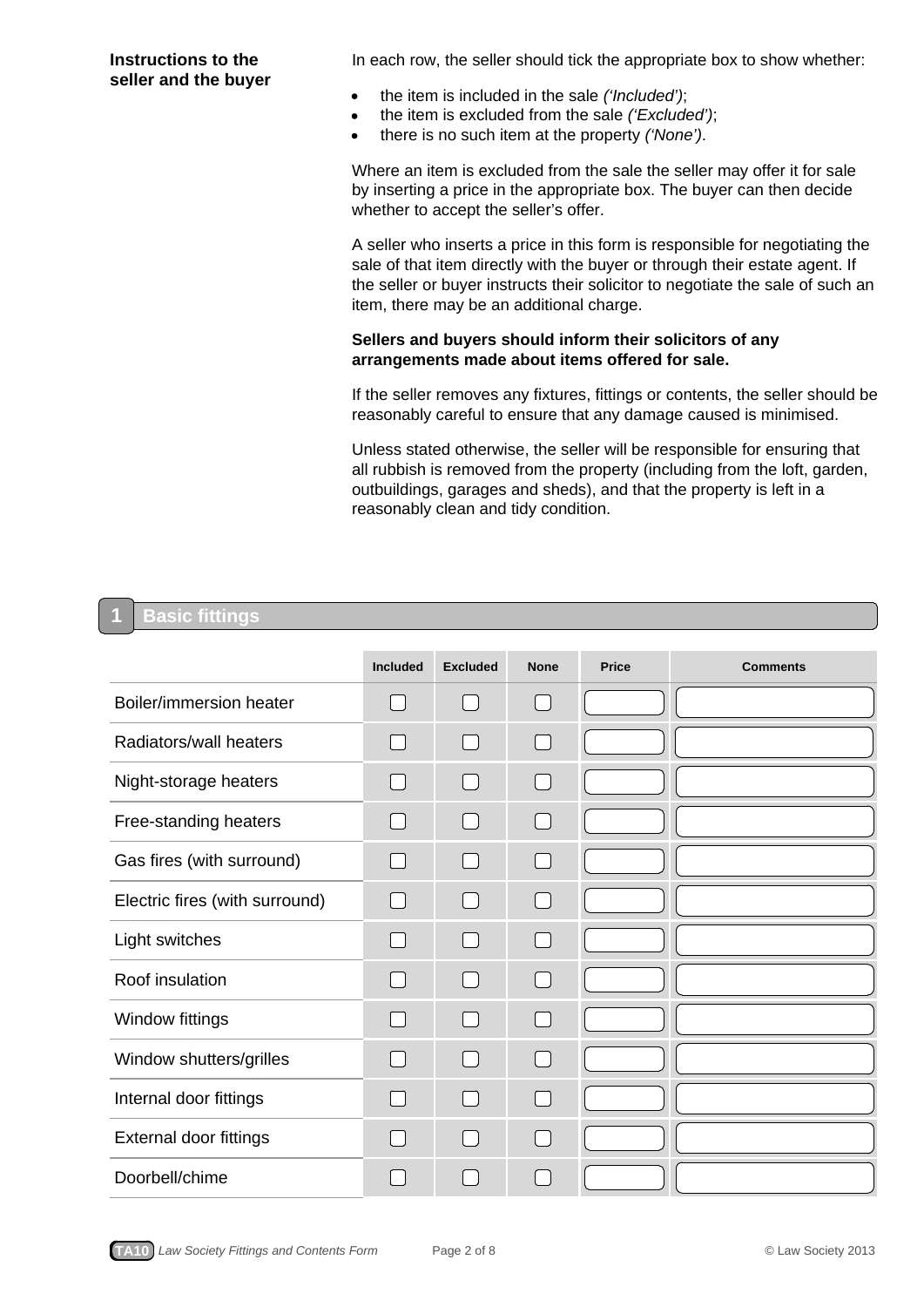**Instructions to the seller and the buyer**

In each row, the seller should tick the appropriate box to show whether:

- the item is included in the sale *('Included')*;
- the item is excluded from the sale *('Excluded')*;
- there is no such item at the property *('None')*.

Where an item is excluded from the sale the seller may offer it for sale by inserting a price in the appropriate box. The buyer can then decide whether to accept the seller's offer.

A seller who inserts a price in this form is responsible for negotiating the sale of that item directly with the buyer or through their estate agent. If the seller or buyer instructs their solicitor to negotiate the sale of such an item, there may be an additional charge.

**Sellers and buyers should inform their solicitors of any arrangements made about items offered for sale.**

If the seller removes any fixtures, fittings or contents, the seller should be reasonably careful to ensure that any damage caused is minimised.

Unless stated otherwise, the seller will be responsible for ensuring that all rubbish is removed from the property (including from the loft, garden, outbuildings, garages and sheds), and that the property is left in a reasonably clean and tidy condition.

## 1 Basic fittings

| | Included | Excluded | None | Price | Comments |
|---|---|---|---|---|---|
| Boiler/immersion heater | ☐ | ☐ | ☐ | | |
| Radiators/wall heaters | ☐ | ☐ | ☐ | | |
| Night-storage heaters | ☐ | ☐ | ☐ | | |
| Free-standing heaters | ☐ | ☐ | ☐ | | |
| Gas fires (with surround) | ☐ | ☐ | ☐ | | |
| Electric fires (with surround) | ☐ | ☐ | ☐ | | |
| Light switches | ☐ | ☐ | ☐ | | |
| Roof insulation | ☐ | ☐ | ☐ | | |
| Window fittings | ☐ | ☐ | ☐ | | |
| Window shutters/grilles | ☐ | ☐ | ☐ | | |
| Internal door fittings | ☐ | ☐ | ☐ | | |
| External door fittings | ☐ | ☐ | ☐ | | |
| Doorbell/chime | ☐ | ☐ | ☐ | | |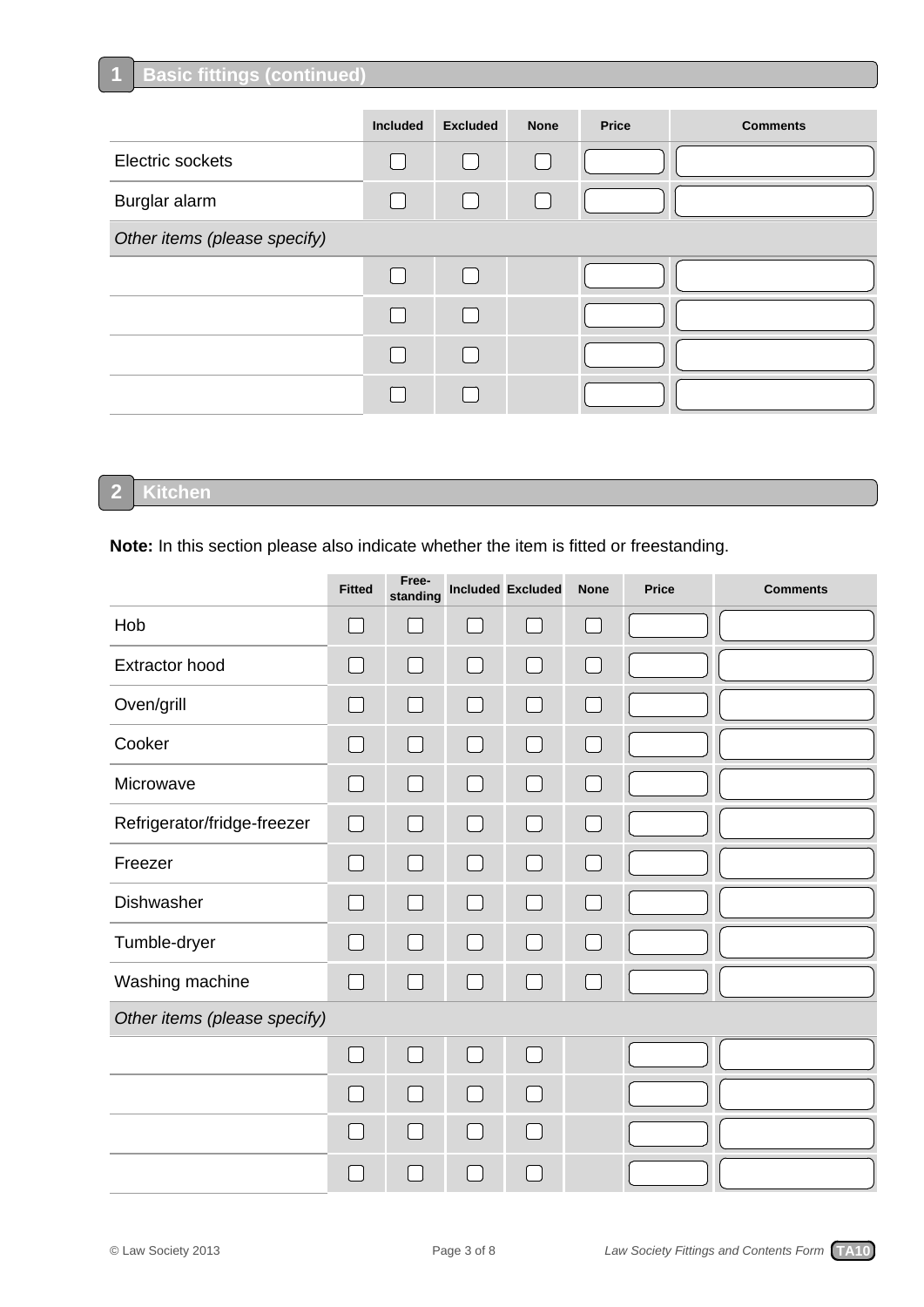## 1 Basic fittings (continued)

| | Included | Excluded | None | Price | Comments |
|---|---|---|---|---|---|
| Electric sockets | ☐ | ☐ | ☐ | | |
| Burglar alarm | ☐ | ☐ | ☐ | | |
| *Other items (please specify)* | | | | | |
| | ☐ | ☐ | | | |
| | ☐ | ☐ | | | |
| | ☐ | ☐ | | | |
| | ☐ | ☐ | | | |

## 2 Kitchen

**Note:** In this section please also indicate whether the item is fitted or freestanding.

| | Fitted | Free-standing | Included | Excluded | None | Price | Comments |
|---|---|---|---|---|---|---|---|
| Hob | ☐ | ☐ | ☐ | ☐ | ☐ | | |
| Extractor hood | ☐ | ☐ | ☐ | ☐ | ☐ | | |
| Oven/grill | ☐ | ☐ | ☐ | ☐ | ☐ | | |
| Cooker | ☐ | ☐ | ☐ | ☐ | ☐ | | |
| Microwave | ☐ | ☐ | ☐ | ☐ | ☐ | | |
| Refrigerator/fridge-freezer | ☐ | ☐ | ☐ | ☐ | ☐ | | |
| Freezer | ☐ | ☐ | ☐ | ☐ | ☐ | | |
| Dishwasher | ☐ | ☐ | ☐ | ☐ | ☐ | | |
| Tumble-dryer | ☐ | ☐ | ☐ | ☐ | ☐ | | |
| Washing machine | ☐ | ☐ | ☐ | ☐ | ☐ | | |
| *Other items (please specify)* | | | | | | | |
| | ☐ | ☐ | ☐ | ☐ | | | |
| | ☐ | ☐ | ☐ | ☐ | | | |
| | ☐ | ☐ | ☐ | ☐ | | | |
| | ☐ | ☐ | ☐ | ☐ | | | |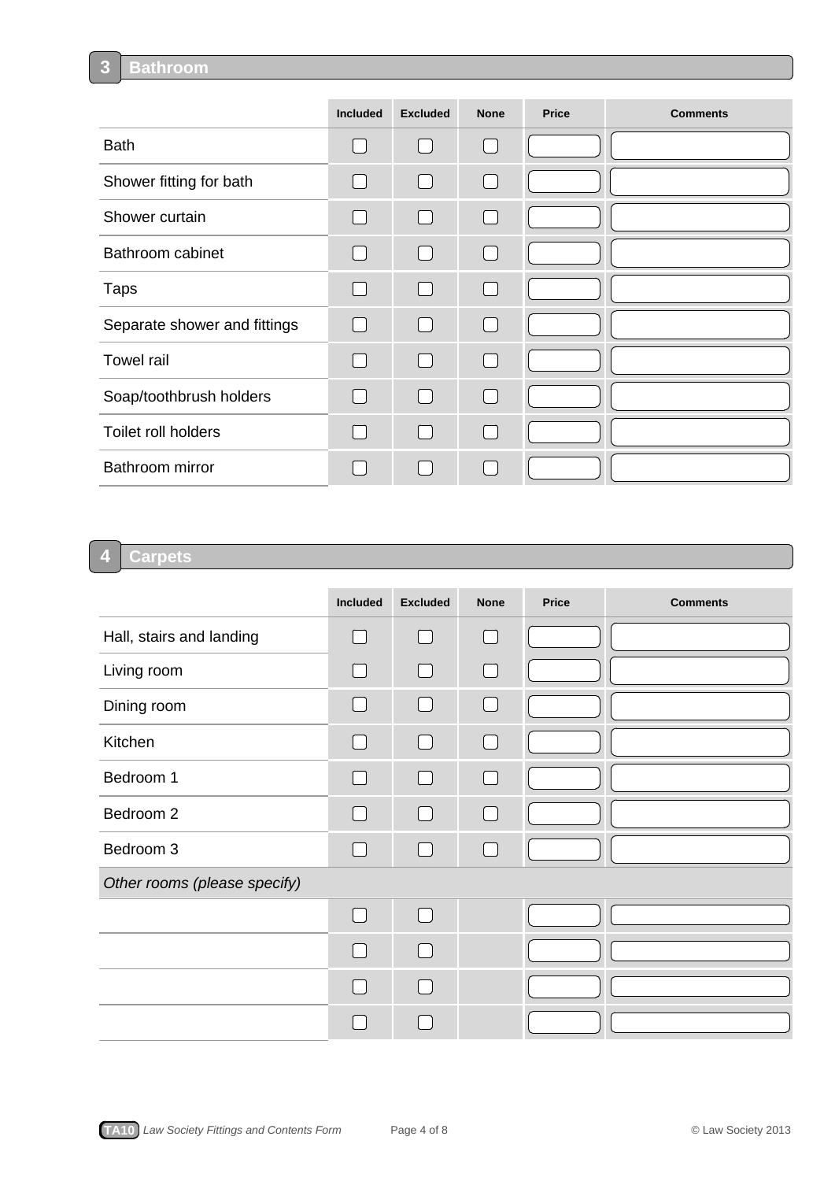## 3 Bathroom

| | Included | Excluded | None | Price | Comments |
|---|---|---|---|---|---|
| Bath | ☐ | ☐ | ☐ | | |
| Shower fitting for bath | ☐ | ☐ | ☐ | | |
| Shower curtain | ☐ | ☐ | ☐ | | |
| Bathroom cabinet | ☐ | ☐ | ☐ | | |
| Taps | ☐ | ☐ | ☐ | | |
| Separate shower and fittings | ☐ | ☐ | ☐ | | |
| Towel rail | ☐ | ☐ | ☐ | | |
| Soap/toothbrush holders | ☐ | ☐ | ☐ | | |
| Toilet roll holders | ☐ | ☐ | ☐ | | |
| Bathroom mirror | ☐ | ☐ | ☐ | | |

## 4 Carpets

| | Included | Excluded | None | Price | Comments |
|---|---|---|---|---|---|
| Hall, stairs and landing | ☐ | ☐ | ☐ | | |
| Living room | ☐ | ☐ | ☐ | | |
| Dining room | ☐ | ☐ | ☐ | | |
| Kitchen | ☐ | ☐ | ☐ | | |
| Bedroom 1 | ☐ | ☐ | ☐ | | |
| Bedroom 2 | ☐ | ☐ | ☐ | | |
| Bedroom 3 | ☐ | ☐ | ☐ | | |
| *Other rooms (please specify)* | | | | | |
| | ☐ | ☐ | | | |
| | ☐ | ☐ | | | |
| | ☐ | ☐ | | | |
| | ☐ | ☐ | | | |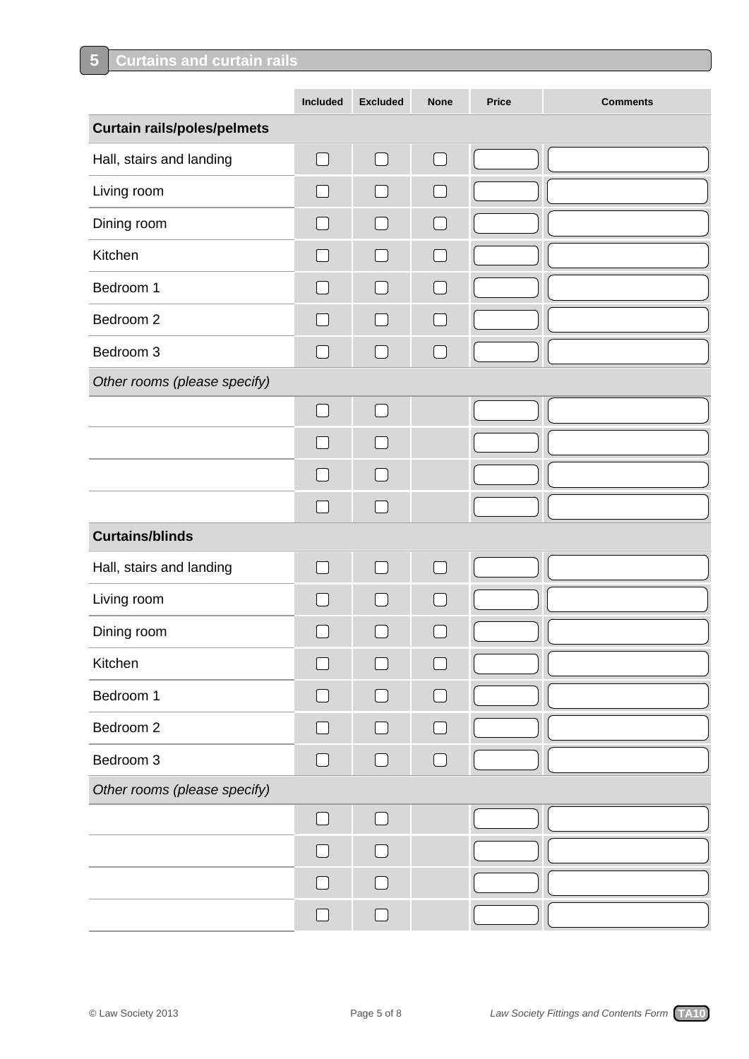## 5 Curtains and curtain rails

| | Included | Excluded | None | Price | Comments |
|---|---|---|---|---|---|
| **Curtain rails/poles/pelmets** | | | | | |
| Hall, stairs and landing | ☐ | ☐ | ☐ | | |
| Living room | ☐ | ☐ | ☐ | | |
| Dining room | ☐ | ☐ | ☐ | | |
| Kitchen | ☐ | ☐ | ☐ | | |
| Bedroom 1 | ☐ | ☐ | ☐ | | |
| Bedroom 2 | ☐ | ☐ | ☐ | | |
| Bedroom 3 | ☐ | ☐ | ☐ | | |
| *Other rooms (please specify)* | | | | | |
| | ☐ | ☐ | | | |
| | ☐ | ☐ | | | |
| | ☐ | ☐ | | | |
| | ☐ | ☐ | | | |
| **Curtains/blinds** | | | | | |
| Hall, stairs and landing | ☐ | ☐ | ☐ | | |
| Living room | ☐ | ☐ | ☐ | | |
| Dining room | ☐ | ☐ | ☐ | | |
| Kitchen | ☐ | ☐ | ☐ | | |
| Bedroom 1 | ☐ | ☐ | ☐ | | |
| Bedroom 2 | ☐ | ☐ | ☐ | | |
| Bedroom 3 | ☐ | ☐ | ☐ | | |
| *Other rooms (please specify)* | | | | | |
| | ☐ | ☐ | | | |
| | ☐ | ☐ | | | |
| | ☐ | ☐ | | | |
| | ☐ | ☐ | | | |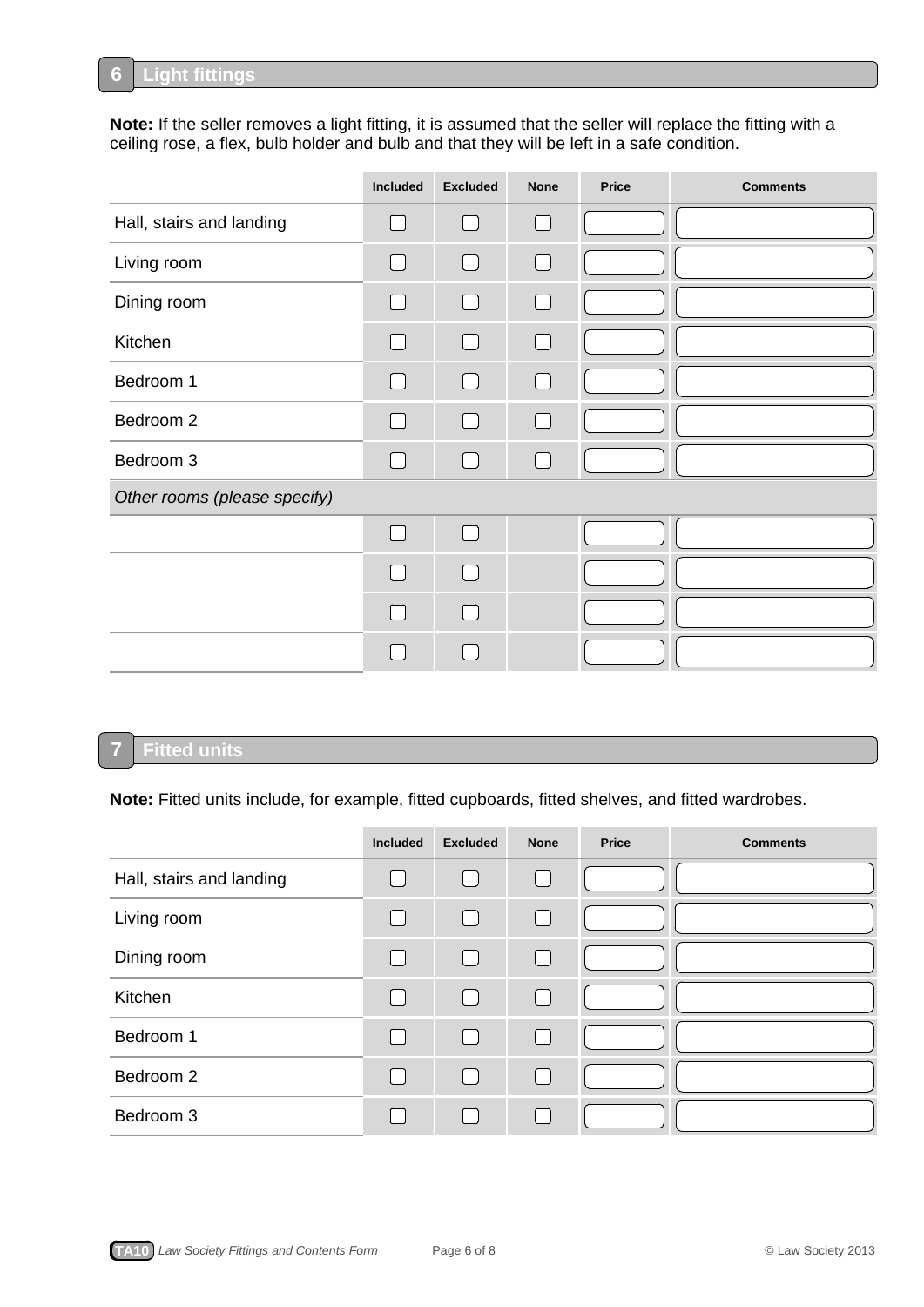## 6 Light fittings

**Note:** If the seller removes a light fitting, it is assumed that the seller will replace the fitting with a ceiling rose, a flex, bulb holder and bulb and that they will be left in a safe condition.

| | Included | Excluded | None | Price | Comments |
|---|---|---|---|---|---|
| Hall, stairs and landing | ☐ | ☐ | ☐ | | |
| Living room | ☐ | ☐ | ☐ | | |
| Dining room | ☐ | ☐ | ☐ | | |
| Kitchen | ☐ | ☐ | ☐ | | |
| Bedroom 1 | ☐ | ☐ | ☐ | | |
| Bedroom 2 | ☐ | ☐ | ☐ | | |
| Bedroom 3 | ☐ | ☐ | ☐ | | |
| *Other rooms (please specify)* | | | | | |
| | ☐ | ☐ | | | |
| | ☐ | ☐ | | | |
| | ☐ | ☐ | | | |
| | ☐ | ☐ | | | |

## 7 Fitted units

**Note:** Fitted units include, for example, fitted cupboards, fitted shelves, and fitted wardrobes.

| | Included | Excluded | None | Price | Comments |
|---|---|---|---|---|---|
| Hall, stairs and landing | ☐ | ☐ | ☐ | | |
| Living room | ☐ | ☐ | ☐ | | |
| Dining room | ☐ | ☐ | ☐ | | |
| Kitchen | ☐ | ☐ | ☐ | | |
| Bedroom 1 | ☐ | ☐ | ☐ | | |
| Bedroom 2 | ☐ | ☐ | ☐ | | |
| Bedroom 3 | ☐ | ☐ | ☐ | | |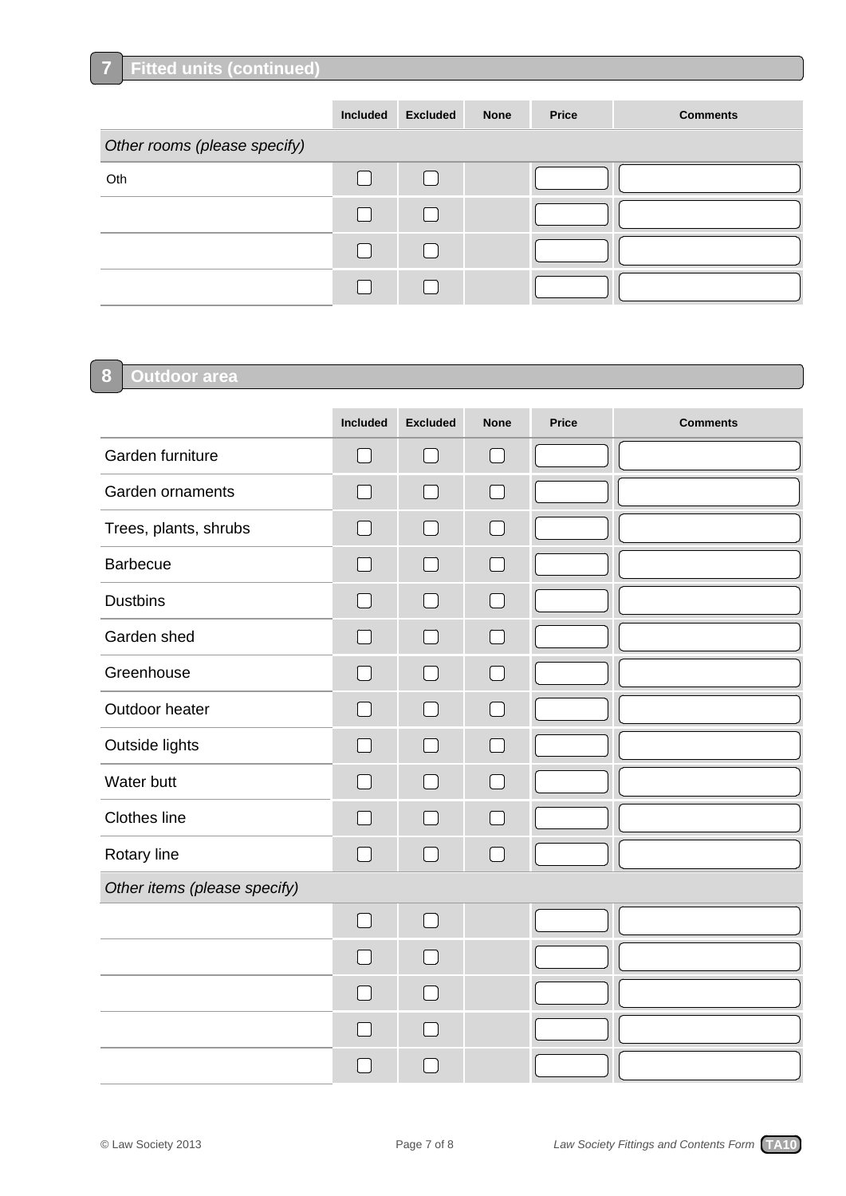## 7 Fitted units (continued)

| | Included | Excluded | None | Price | Comments |
|---|---|---|---|---|---|
| *Other rooms (please specify)* | | | | | |
| Oth | ☐ | ☐ | | | |
| | ☐ | ☐ | | | |
| | ☐ | ☐ | | | |
| | ☐ | ☐ | | | |

## 8 Outdoor area

| | Included | Excluded | None | Price | Comments |
|---|---|---|---|---|---|
| Garden furniture | ☐ | ☐ | ☐ | | |
| Garden ornaments | ☐ | ☐ | ☐ | | |
| Trees, plants, shrubs | ☐ | ☐ | ☐ | | |
| Barbecue | ☐ | ☐ | ☐ | | |
| Dustbins | ☐ | ☐ | ☐ | | |
| Garden shed | ☐ | ☐ | ☐ | | |
| Greenhouse | ☐ | ☐ | ☐ | | |
| Outdoor heater | ☐ | ☐ | ☐ | | |
| Outside lights | ☐ | ☐ | ☐ | | |
| Water butt | ☐ | ☐ | ☐ | | |
| Clothes line | ☐ | ☐ | ☐ | | |
| Rotary line | ☐ | ☐ | ☐ | | |
| *Other items (please specify)* | | | | | |
| | ☐ | ☐ | | | |
| | ☐ | ☐ | | | |
| | ☐ | ☐ | | | |
| | ☐ | ☐ | | | |
| | ☐ | ☐ | | | |

© Law Society 2013 *Law Society Fittings and Contents Form* **TA10**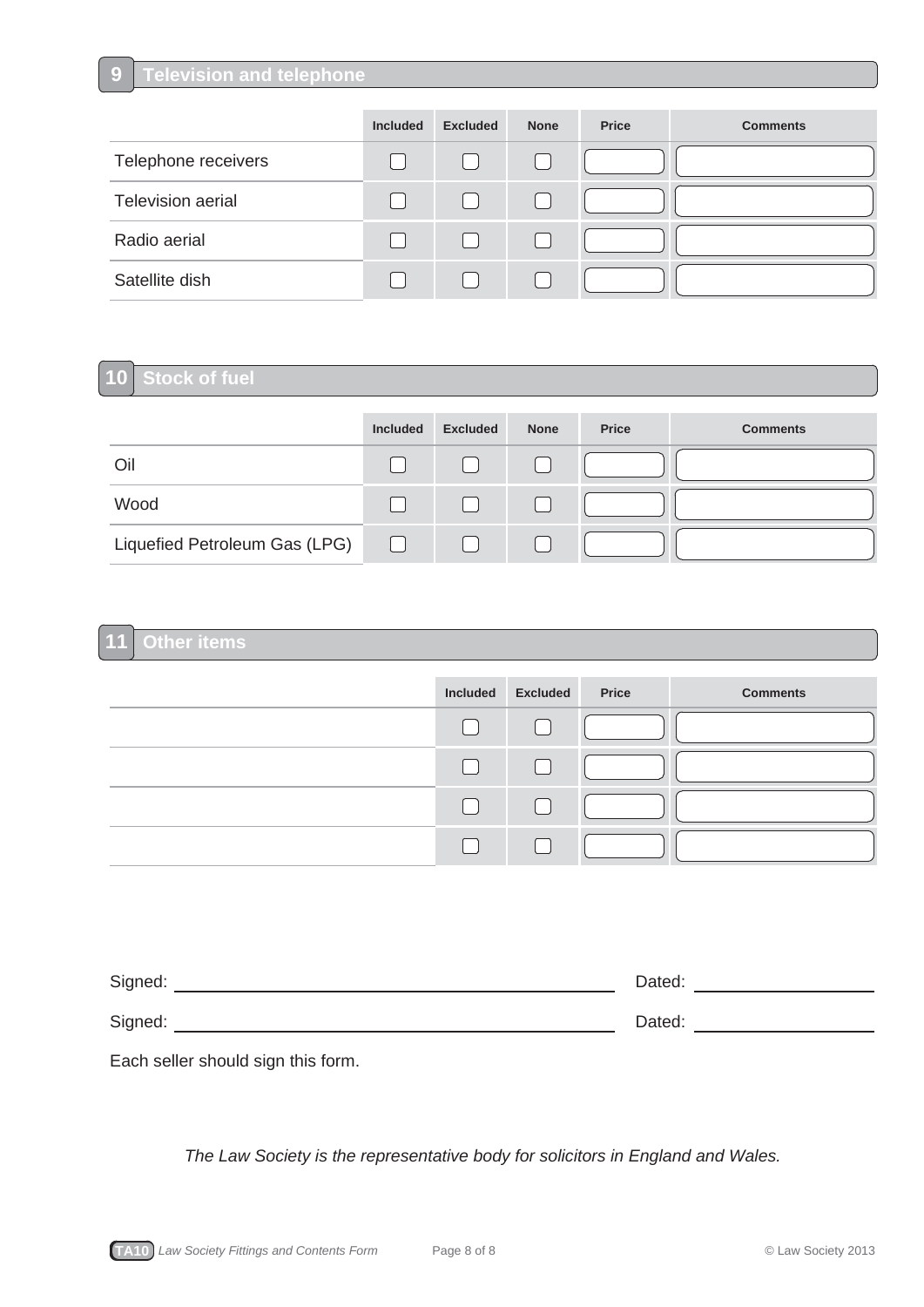## 9 Television and telephone

| | Included | Excluded | None | Price | Comments |
|---|---|---|---|---|---|
| Telephone receivers | ☐ | ☐ | ☐ | | |
| Television aerial | ☐ | ☐ | ☐ | | |
| Radio aerial | ☐ | ☐ | ☐ | | |
| Satellite dish | ☐ | ☐ | ☐ | | |

## 10 Stock of fuel

| | Included | Excluded | None | Price | Comments |
|---|---|---|---|---|---|
| Oil | ☐ | ☐ | ☐ | | |
| Wood | ☐ | ☐ | ☐ | | |
| Liquefied Petroleum Gas (LPG) | ☐ | ☐ | ☐ | | |

## 11 Other items

| | Included | Excluded | Price | Comments |
|---|---|---|---|---|
| | ☐ | ☐ | | |
| | ☐ | ☐ | | |
| | ☐ | ☐ | | |
| | ☐ | ☐ | | |

Signed: ______________________________ Dated: ______________

Signed: ______________________________ Dated: ______________

Each seller should sign this form.

*The Law Society is the representative body for solicitors in England and Wales.*